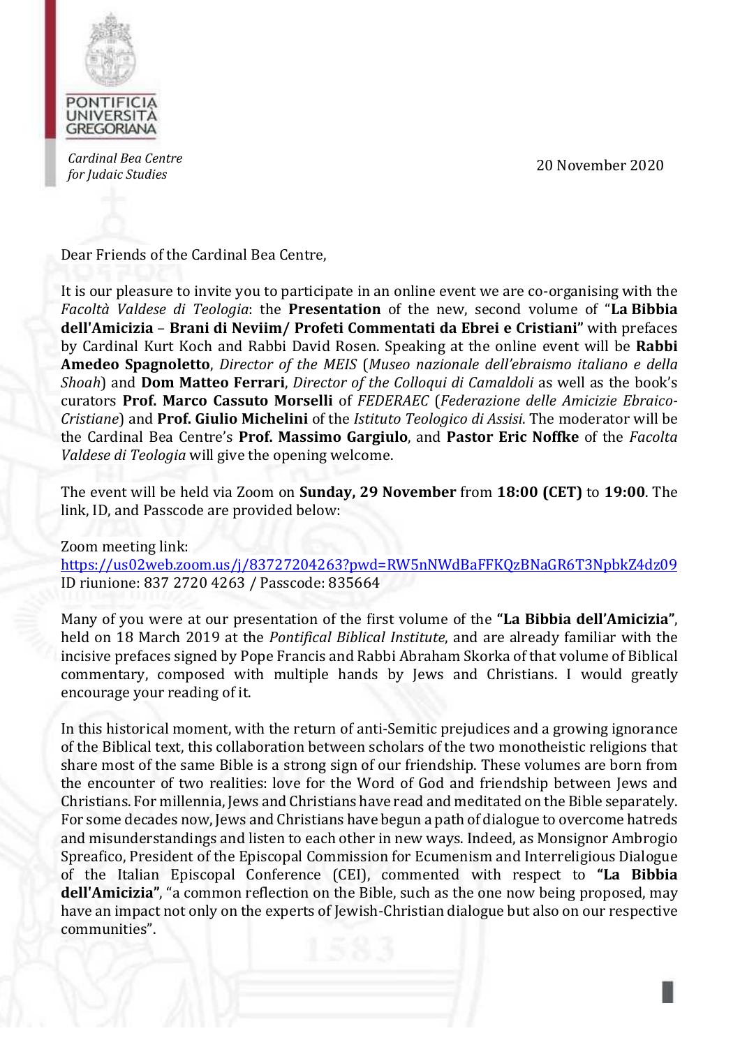PONTIFICIA UNIVERSITÀ GREGORIANA

*Cardinal Bea Centre for Judaic Studies*

20 November 2020

Dear Friends of the Cardinal Bea Centre,

It is our pleasure to invite you to participate in an online event we are co-organising with the *Facoltà Valdese di Teologia*: the **Presentation** of the new, second volume of "**La Bibbia dell'Amicizia – Brani di Neviim/ Profeti Commentati da Ebrei e Cristiani"** with prefaces by Cardinal Kurt Koch and Rabbi David Rosen. Speaking at the online event will be **Rabbi Amedeo Spagnoletto**, *Director of the MEIS* (*Museo nazionale dell'ebraismo italiano e della Shoah*) and **Dom Matteo Ferrari**, *Director of the Colloqui di Camaldoli* as well as the book's curators **Prof. Marco Cassuto Morselli** of *FEDERAEC* (*Federazione delle Amicizie Ebraico-Cristiane*) and **Prof. Giulio Michelini** of the *Istituto Teologico di Assisi*. The moderator will be the Cardinal Bea Centre's **Prof. Massimo Gargiulo**, and **Pastor Eric Noffke** of the *Facolta Valdese di Teologia* will give the opening welcome.

The event will be held via Zoom on **Sunday, 29 November** from **18:00 (CET)** to **19:00**. The link, ID, and Passcode are provided below:

Zoom meeting link:
https://us02web.zoom.us/j/83727204263?pwd=RW5nNWdBaFFKQzBNaGR6T3NpbkZ4dz09
ID riunione: 837 2720 4263 / Passcode: 835664

Many of you were at our presentation of the first volume of the **"La Bibbia dell'Amicizia"**, held on 18 March 2019 at the *Pontifical Biblical Institute*, and are already familiar with the incisive prefaces signed by Pope Francis and Rabbi Abraham Skorka of that volume of Biblical commentary, composed with multiple hands by Jews and Christians. I would greatly encourage your reading of it.

In this historical moment, with the return of anti-Semitic prejudices and a growing ignorance of the Biblical text, this collaboration between scholars of the two monotheistic religions that share most of the same Bible is a strong sign of our friendship. These volumes are born from the encounter of two realities: love for the Word of God and friendship between Jews and Christians. For millennia, Jews and Christians have read and meditated on the Bible separately. For some decades now, Jews and Christians have begun a path of dialogue to overcome hatreds and misunderstandings and listen to each other in new ways. Indeed, as Monsignor Ambrogio Spreafico, President of the Episcopal Commission for Ecumenism and Interreligious Dialogue of the Italian Episcopal Conference (CEI), commented with respect to **"La Bibbia dell'Amicizia"**, "a common reflection on the Bible, such as the one now being proposed, may have an impact not only on the experts of Jewish-Christian dialogue but also on our respective communities".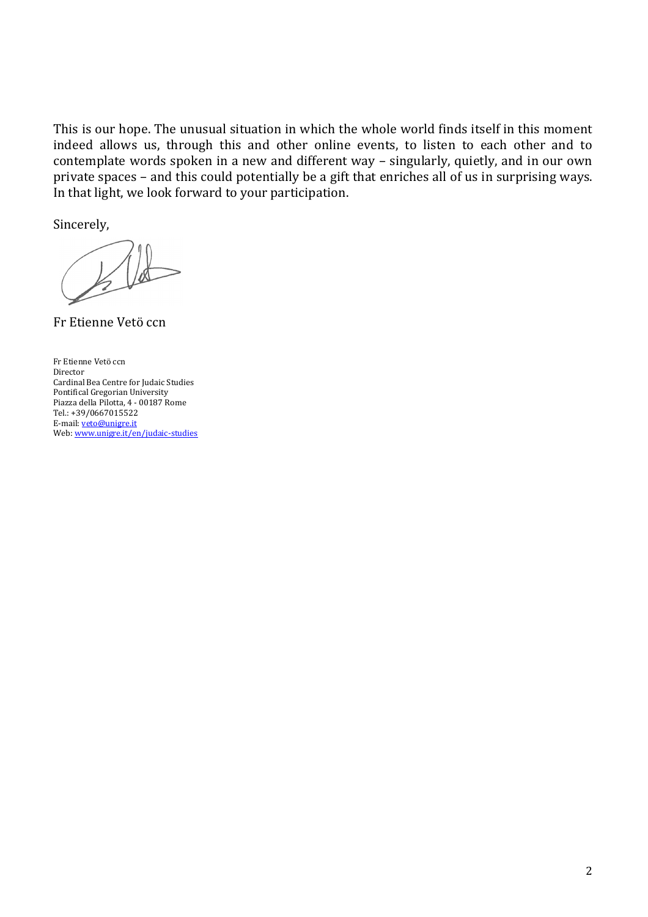This is our hope. The unusual situation in which the whole world finds itself in this moment indeed allows us, through this and other online events, to listen to each other and to contemplate words spoken in a new and different way – singularly, quietly, and in our own private spaces – and this could potentially be a gift that enriches all of us in surprising ways. In that light, we look forward to your participation.

Sincerely,

Fr Etienne Vetö ccn

Fr Etienne Vetö ccn
Director
Cardinal Bea Centre for Judaic Studies
Pontifical Gregorian University
Piazza della Pilotta, 4 - 00187 Rome
Tel.: +39/0667015522
E-mail: [veto@unigre.it](mailto:veto@unigre.it)
Web: [www.unigre.it/en/judaic-studies](http://www.unigre.it/en/judaic-studies)